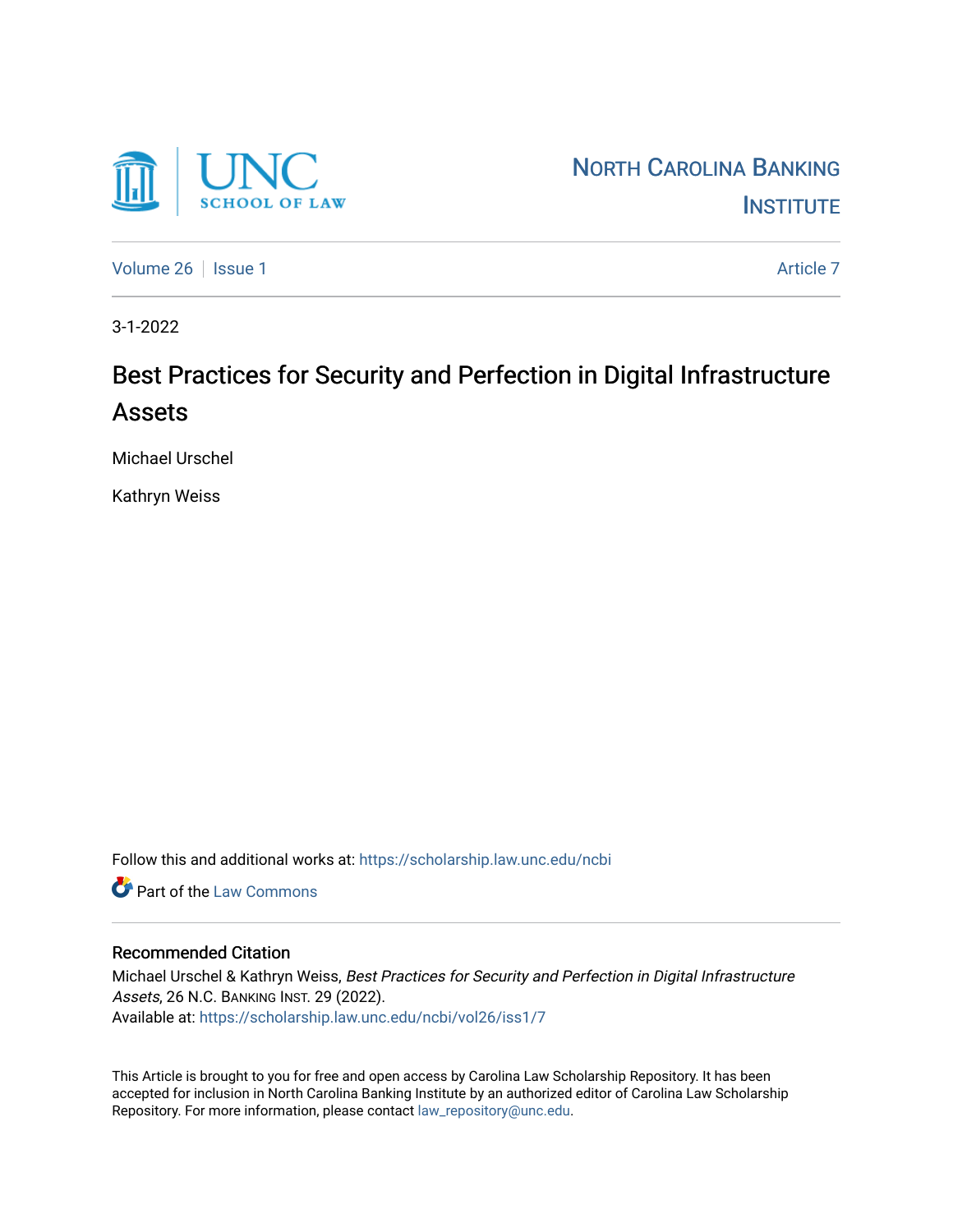UNC SCHOOL OF LAW

NORTH CAROLINA BANKING INSTITUTE

Volume 26 | Issue 1 | Article 7

3-1-2022

# Best Practices for Security and Perfection in Digital Infrastructure Assets

Michael Urschel

Kathryn Weiss

Follow this and additional works at: https://scholarship.law.unc.edu/ncbi

Part of the Law Commons

## Recommended Citation

Michael Urschel & Kathryn Weiss, *Best Practices for Security and Perfection in Digital Infrastructure Assets*, 26 N.C. BANKING INST. 29 (2022).
Available at: https://scholarship.law.unc.edu/ncbi/vol26/iss1/7

This Article is brought to you for free and open access by Carolina Law Scholarship Repository. It has been accepted for inclusion in North Carolina Banking Institute by an authorized editor of Carolina Law Scholarship Repository. For more information, please contact law_repository@unc.edu.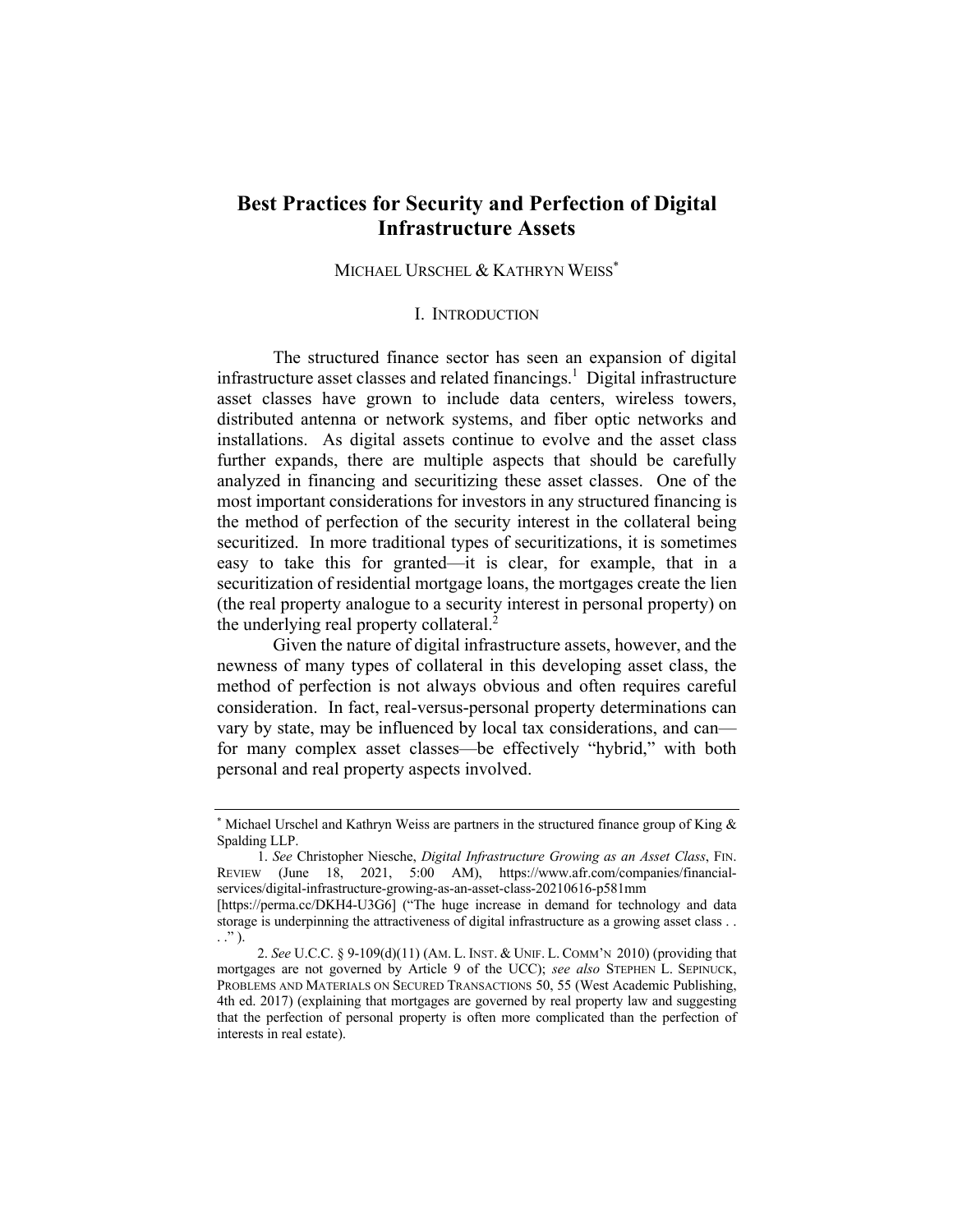# Best Practices for Security and Perfection of Digital Infrastructure Assets

MICHAEL URSCHEL & KATHRYN WEISS[*]

## I. INTRODUCTION

The structured finance sector has seen an expansion of digital infrastructure asset classes and related financings.[1] Digital infrastructure asset classes have grown to include data centers, wireless towers, distributed antenna or network systems, and fiber optic networks and installations. As digital assets continue to evolve and the asset class further expands, there are multiple aspects that should be carefully analyzed in financing and securitizing these asset classes. One of the most important considerations for investors in any structured financing is the method of perfection of the security interest in the collateral being securitized. In more traditional types of securitizations, it is sometimes easy to take this for granted—it is clear, for example, that in a securitization of residential mortgage loans, the mortgages create the lien (the real property analogue to a security interest in personal property) on the underlying real property collateral.[2]

Given the nature of digital infrastructure assets, however, and the newness of many types of collateral in this developing asset class, the method of perfection is not always obvious and often requires careful consideration. In fact, real-versus-personal property determinations can vary by state, may be influenced by local tax considerations, and can—for many complex asset classes—be effectively "hybrid," with both personal and real property aspects involved.

---

[*] Michael Urschel and Kathryn Weiss are partners in the structured finance group of King & Spalding LLP.

1. *See* Christopher Niesche, *Digital Infrastructure Growing as an Asset Class*, FIN. REVIEW (June 18, 2021, 5:00 AM), https://www.afr.com/companies/financial-services/digital-infrastructure-growing-as-an-asset-class-20210616-p581mm [https://perma.cc/DKH4-U3G6] ("The huge increase in demand for technology and data storage is underpinning the attractiveness of digital infrastructure as a growing asset class . . . .").

2. *See* U.C.C. § 9-109(d)(11) (AM. L. INST. & UNIF. L. COMM'N 2010) (providing that mortgages are not governed by Article 9 of the UCC); *see also* STEPHEN L. SEPINUCK, PROBLEMS AND MATERIALS ON SECURED TRANSACTIONS 50, 55 (West Academic Publishing, 4th ed. 2017) (explaining that mortgages are governed by real property law and suggesting that the perfection of personal property is often more complicated than the perfection of interests in real estate).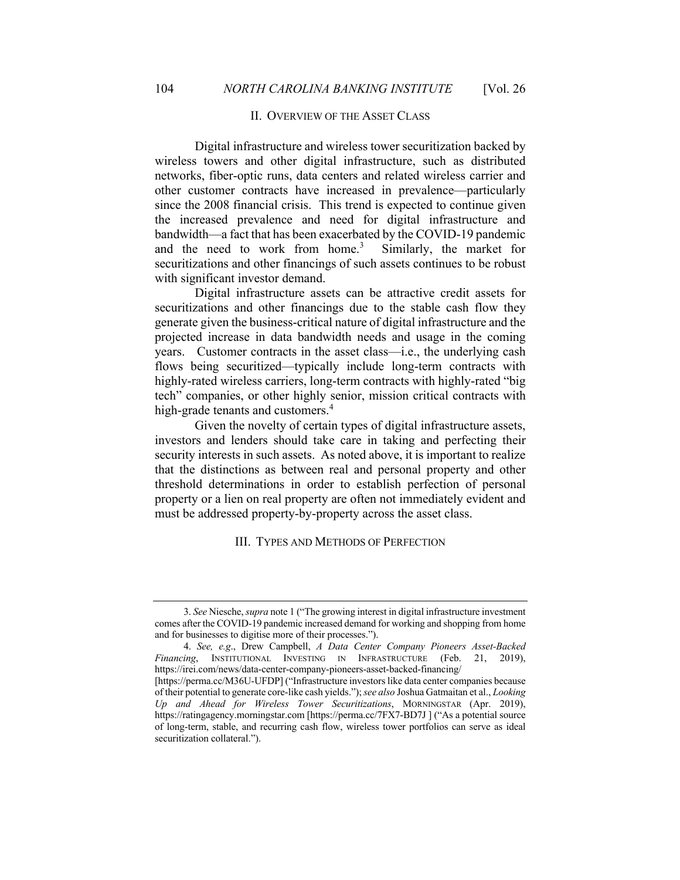## II. Overview of the Asset Class

Digital infrastructure and wireless tower securitization backed by wireless towers and other digital infrastructure, such as distributed networks, fiber-optic runs, data centers and related wireless carrier and other customer contracts have increased in prevalence—particularly since the 2008 financial crisis. This trend is expected to continue given the increased prevalence and need for digital infrastructure and bandwidth—a fact that has been exacerbated by the COVID-19 pandemic and the need to work from home.[3] Similarly, the market for securitizations and other financings of such assets continues to be robust with significant investor demand.

Digital infrastructure assets can be attractive credit assets for securitizations and other financings due to the stable cash flow they generate given the business-critical nature of digital infrastructure and the projected increase in data bandwidth needs and usage in the coming years. Customer contracts in the asset class—i.e., the underlying cash flows being securitized—typically include long-term contracts with highly-rated wireless carriers, long-term contracts with highly-rated "big tech" companies, or other highly senior, mission critical contracts with high-grade tenants and customers.[4]

Given the novelty of certain types of digital infrastructure assets, investors and lenders should take care in taking and perfecting their security interests in such assets. As noted above, it is important to realize that the distinctions as between real and personal property and other threshold determinations in order to establish perfection of personal property or a lien on real property are often not immediately evident and must be addressed property-by-property across the asset class.

## III. Types and Methods of Perfection

---

3. *See* Niesche, *supra* note 1 ("The growing interest in digital infrastructure investment comes after the COVID-19 pandemic increased demand for working and shopping from home and for businesses to digitise more of their processes.").

4. *See, e.g*., Drew Campbell, *A Data Center Company Pioneers Asset-Backed Financing*, INSTITUTIONAL INVESTING IN INFRASTRUCTURE (Feb. 21, 2019), https://irei.com/news/data-center-company-pioneers-asset-backed-financing/ [https://perma.cc/M36U-UFDP] ("Infrastructure investors like data center companies because of their potential to generate core-like cash yields."); *see also* Joshua Gatmaitan et al., *Looking Up and Ahead for Wireless Tower Securitizations*, MORNINGSTAR (Apr. 2019), https://ratingagency.morningstar.com [https://perma.cc/7FX7-BD7J ] ("As a potential source of long-term, stable, and recurring cash flow, wireless tower portfolios can serve as ideal securitization collateral.").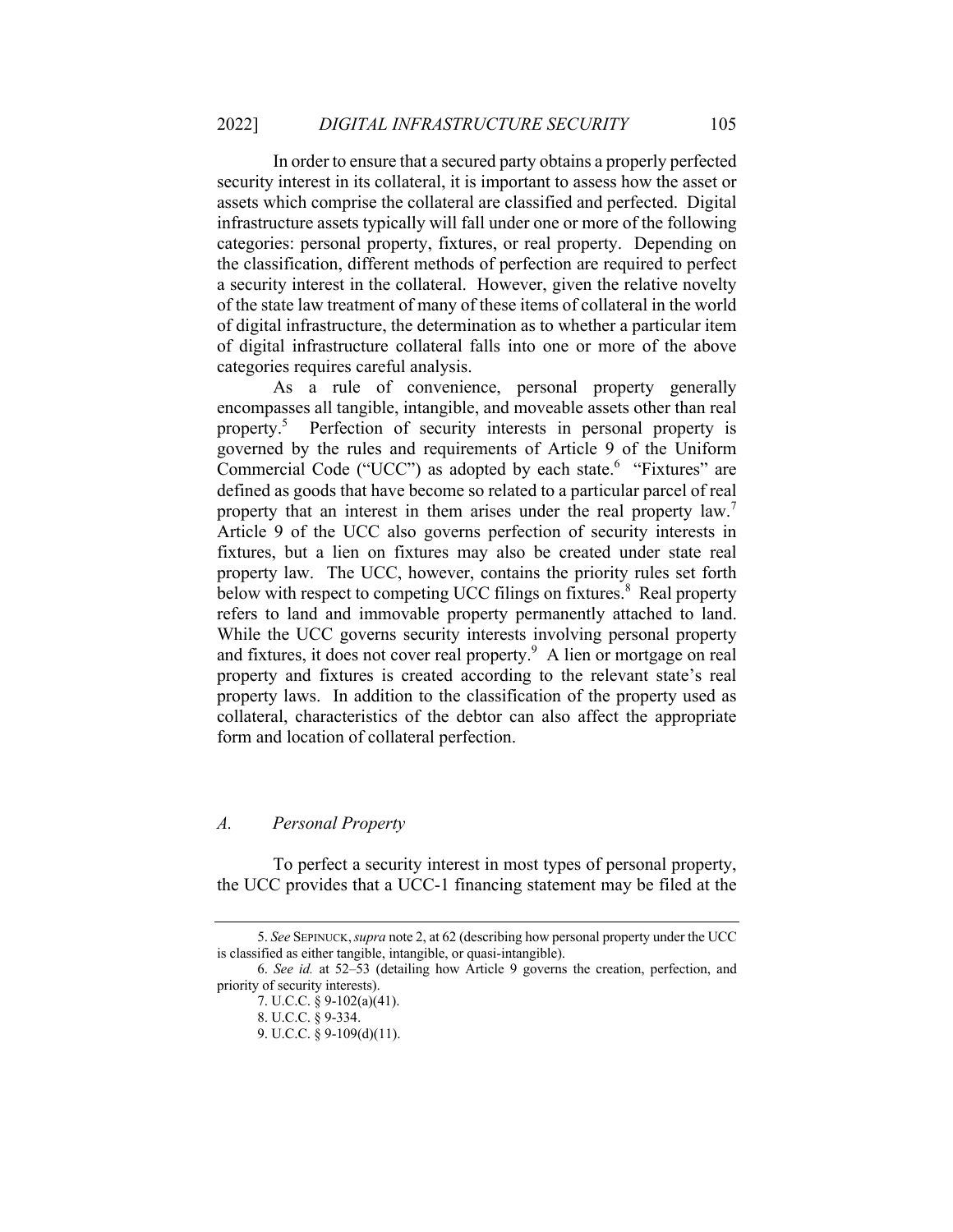In order to ensure that a secured party obtains a properly perfected security interest in its collateral, it is important to assess how the asset or assets which comprise the collateral are classified and perfected. Digital infrastructure assets typically will fall under one or more of the following categories: personal property, fixtures, or real property. Depending on the classification, different methods of perfection are required to perfect a security interest in the collateral. However, given the relative novelty of the state law treatment of many of these items of collateral in the world of digital infrastructure, the determination as to whether a particular item of digital infrastructure collateral falls into one or more of the above categories requires careful analysis.

As a rule of convenience, personal property generally encompasses all tangible, intangible, and moveable assets other than real property.[5] Perfection of security interests in personal property is governed by the rules and requirements of Article 9 of the Uniform Commercial Code ("UCC") as adopted by each state.[6] "Fixtures" are defined as goods that have become so related to a particular parcel of real property that an interest in them arises under the real property law.[7] Article 9 of the UCC also governs perfection of security interests in fixtures, but a lien on fixtures may also be created under state real property law. The UCC, however, contains the priority rules set forth below with respect to competing UCC filings on fixtures.[8] Real property refers to land and immovable property permanently attached to land. While the UCC governs security interests involving personal property and fixtures, it does not cover real property.[9] A lien or mortgage on real property and fixtures is created according to the relevant state's real property laws. In addition to the classification of the property used as collateral, characteristics of the debtor can also affect the appropriate form and location of collateral perfection.

### *A. Personal Property*

To perfect a security interest in most types of personal property, the UCC provides that a UCC-1 financing statement may be filed at the

---

5. *See* SEPINUCK, *supra* note 2, at 62 (describing how personal property under the UCC is classified as either tangible, intangible, or quasi-intangible).

6. *See id.* at 52–53 (detailing how Article 9 governs the creation, perfection, and priority of security interests).

7. U.C.C. § 9-102(a)(41).

8. U.C.C. § 9-334.

9. U.C.C. § 9-109(d)(11).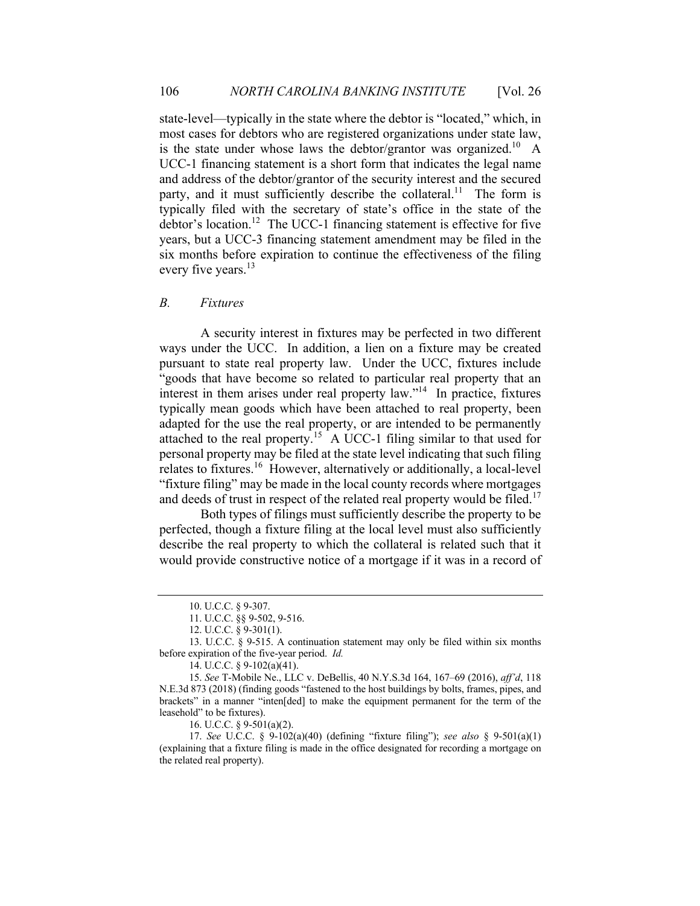state-level—typically in the state where the debtor is "located," which, in most cases for debtors who are registered organizations under state law, is the state under whose laws the debtor/grantor was organized.[10] A UCC-1 financing statement is a short form that indicates the legal name and address of the debtor/grantor of the security interest and the secured party, and it must sufficiently describe the collateral.[11] The form is typically filed with the secretary of state's office in the state of the debtor's location.[12] The UCC-1 financing statement is effective for five years, but a UCC-3 financing statement amendment may be filed in the six months before expiration to continue the effectiveness of the filing every five years.[13]

### *B. Fixtures*

A security interest in fixtures may be perfected in two different ways under the UCC. In addition, a lien on a fixture may be created pursuant to state real property law. Under the UCC, fixtures include "goods that have become so related to particular real property that an interest in them arises under real property law."[14] In practice, fixtures typically mean goods which have been attached to real property, been adapted for the use the real property, or are intended to be permanently attached to the real property.[15] A UCC-1 filing similar to that used for personal property may be filed at the state level indicating that such filing relates to fixtures.[16] However, alternatively or additionally, a local-level "fixture filing" may be made in the local county records where mortgages and deeds of trust in respect of the related real property would be filed.[17]

Both types of filings must sufficiently describe the property to be perfected, though a fixture filing at the local level must also sufficiently describe the real property to which the collateral is related such that it would provide constructive notice of a mortgage if it was in a record of

---

10. U.C.C. § 9-307.

11. U.C.C. §§ 9-502, 9-516.

12. U.C.C. § 9-301(1).

13. U.C.C. § 9-515. A continuation statement may only be filed within six months before expiration of the five-year period. *Id.*

14. U.C.C. § 9-102(a)(41).

15. *See* T-Mobile Ne., LLC v. DeBellis, 40 N.Y.S.3d 164, 167–69 (2016), *aff'd*, 118 N.E.3d 873 (2018) (finding goods "fastened to the host buildings by bolts, frames, pipes, and brackets" in a manner "inten[ded] to make the equipment permanent for the term of the leasehold" to be fixtures).

16. U.C.C. § 9-501(a)(2).

17. *See* U.C.C. § 9-102(a)(40) (defining "fixture filing"); *see also* § 9-501(a)(1) (explaining that a fixture filing is made in the office designated for recording a mortgage on the related real property).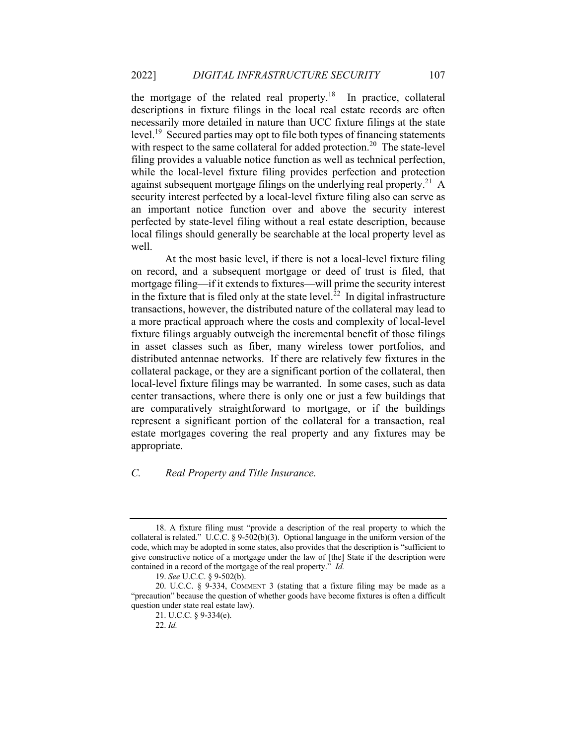the mortgage of the related real property.[18] In practice, collateral descriptions in fixture filings in the local real estate records are often necessarily more detailed in nature than UCC fixture filings at the state level.[19] Secured parties may opt to file both types of financing statements with respect to the same collateral for added protection.[20] The state-level filing provides a valuable notice function as well as technical perfection, while the local-level fixture filing provides perfection and protection against subsequent mortgage filings on the underlying real property.[21] A security interest perfected by a local-level fixture filing also can serve as an important notice function over and above the security interest perfected by state-level filing without a real estate description, because local filings should generally be searchable at the local property level as well.

At the most basic level, if there is not a local-level fixture filing on record, and a subsequent mortgage or deed of trust is filed, that mortgage filing—if it extends to fixtures—will prime the security interest in the fixture that is filed only at the state level.[22] In digital infrastructure transactions, however, the distributed nature of the collateral may lead to a more practical approach where the costs and complexity of local-level fixture filings arguably outweigh the incremental benefit of those filings in asset classes such as fiber, many wireless tower portfolios, and distributed antennae networks. If there are relatively few fixtures in the collateral package, or they are a significant portion of the collateral, then local-level fixture filings may be warranted. In some cases, such as data center transactions, where there is only one or just a few buildings that are comparatively straightforward to mortgage, or if the buildings represent a significant portion of the collateral for a transaction, real estate mortgages covering the real property and any fixtures may be appropriate.

### *C. Real Property and Title Insurance.*

---

18. A fixture filing must "provide a description of the real property to which the collateral is related." U.C.C. § 9-502(b)(3). Optional language in the uniform version of the code, which may be adopted in some states, also provides that the description is "sufficient to give constructive notice of a mortgage under the law of [the] State if the description were contained in a record of the mortgage of the real property." *Id.*

19. *See* U.C.C. § 9-502(b).

20. U.C.C. § 9-334, COMMENT 3 (stating that a fixture filing may be made as a "precaution" because the question of whether goods have become fixtures is often a difficult question under state real estate law).

21. U.C.C. § 9-334(e).

22. *Id.*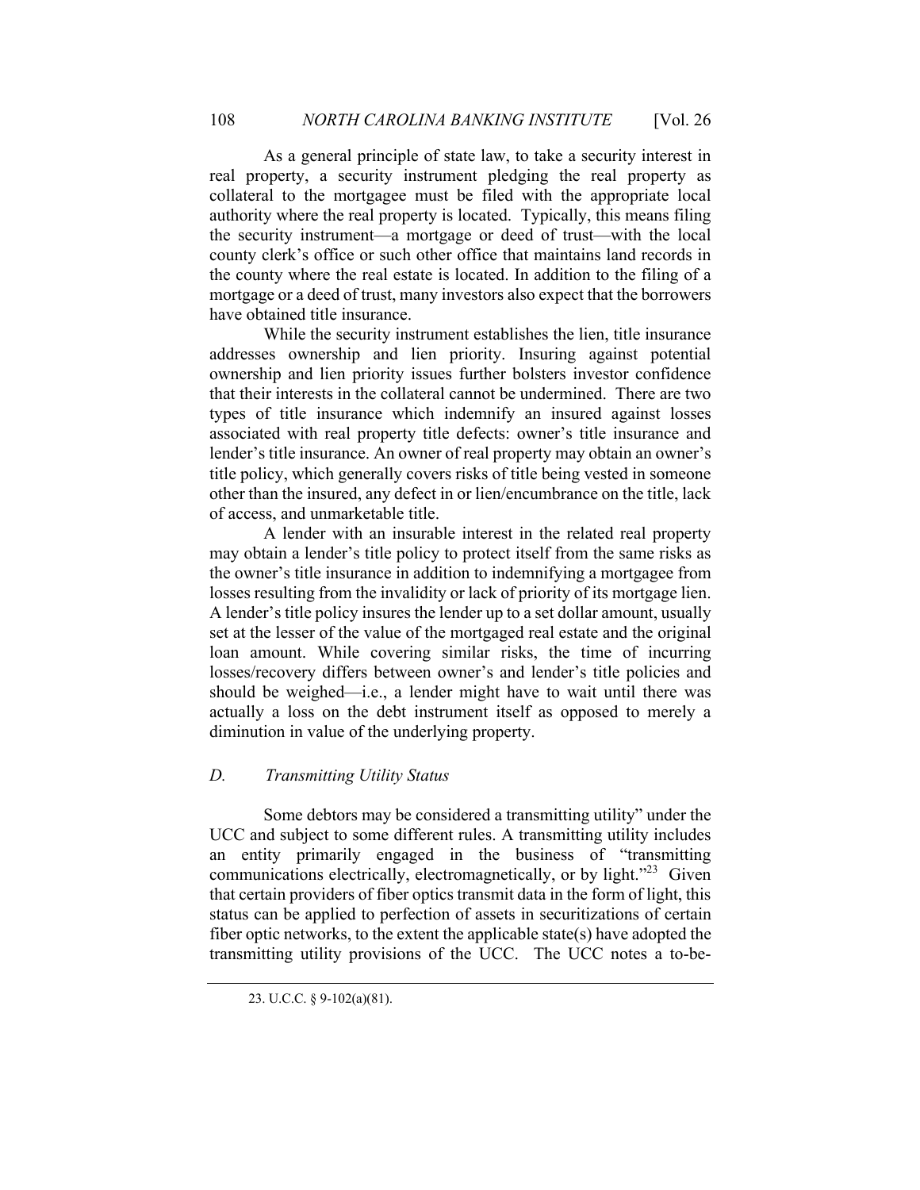As a general principle of state law, to take a security interest in real property, a security instrument pledging the real property as collateral to the mortgagee must be filed with the appropriate local authority where the real property is located. Typically, this means filing the security instrument—a mortgage or deed of trust—with the local county clerk's office or such other office that maintains land records in the county where the real estate is located. In addition to the filing of a mortgage or a deed of trust, many investors also expect that the borrowers have obtained title insurance.

While the security instrument establishes the lien, title insurance addresses ownership and lien priority. Insuring against potential ownership and lien priority issues further bolsters investor confidence that their interests in the collateral cannot be undermined. There are two types of title insurance which indemnify an insured against losses associated with real property title defects: owner's title insurance and lender's title insurance. An owner of real property may obtain an owner's title policy, which generally covers risks of title being vested in someone other than the insured, any defect in or lien/encumbrance on the title, lack of access, and unmarketable title.

A lender with an insurable interest in the related real property may obtain a lender's title policy to protect itself from the same risks as the owner's title insurance in addition to indemnifying a mortgagee from losses resulting from the invalidity or lack of priority of its mortgage lien. A lender's title policy insures the lender up to a set dollar amount, usually set at the lesser of the value of the mortgaged real estate and the original loan amount. While covering similar risks, the time of incurring losses/recovery differs between owner's and lender's title policies and should be weighed—i.e., a lender might have to wait until there was actually a loss on the debt instrument itself as opposed to merely a diminution in value of the underlying property.

### *D. Transmitting Utility Status*

Some debtors may be considered a transmitting utility" under the UCC and subject to some different rules. A transmitting utility includes an entity primarily engaged in the business of "transmitting communications electrically, electromagnetically, or by light."[23] Given that certain providers of fiber optics transmit data in the form of light, this status can be applied to perfection of assets in securitizations of certain fiber optic networks, to the extent the applicable state(s) have adopted the transmitting utility provisions of the UCC. The UCC notes a to-be-

23. U.C.C. § 9-102(a)(81).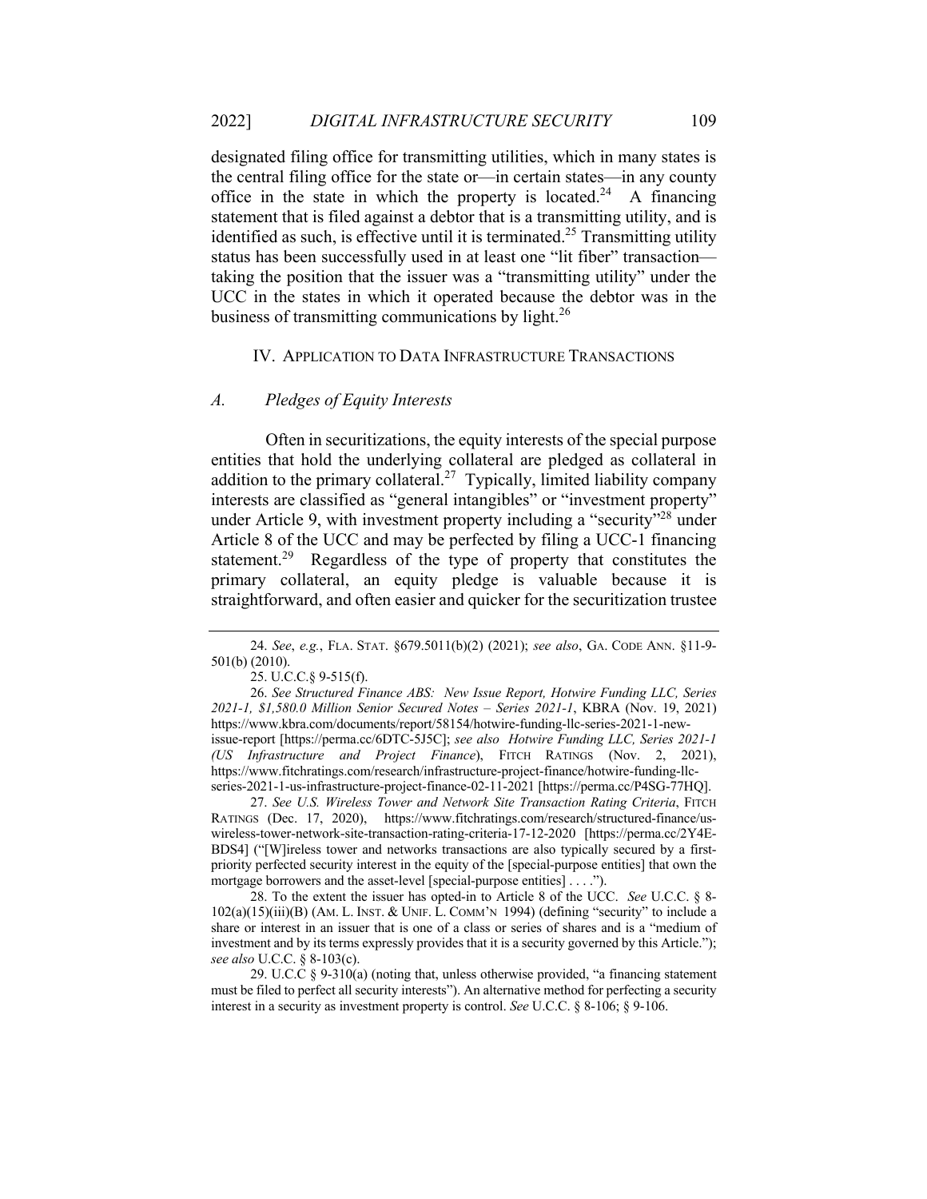designated filing office for transmitting utilities, which in many states is the central filing office for the state or—in certain states—in any county office in the state in which the property is located.[24] A financing statement that is filed against a debtor that is a transmitting utility, and is identified as such, is effective until it is terminated.[25] Transmitting utility status has been successfully used in at least one "lit fiber" transaction—taking the position that the issuer was a "transmitting utility" under the UCC in the states in which it operated because the debtor was in the business of transmitting communications by light.[26]

## IV. APPLICATION TO DATA INFRASTRUCTURE TRANSACTIONS

### *A. Pledges of Equity Interests*

Often in securitizations, the equity interests of the special purpose entities that hold the underlying collateral are pledged as collateral in addition to the primary collateral.[27] Typically, limited liability company interests are classified as "general intangibles" or "investment property" under Article 9, with investment property including a "security"[28] under Article 8 of the UCC and may be perfected by filing a UCC-1 financing statement.[29] Regardless of the type of property that constitutes the primary collateral, an equity pledge is valuable because it is straightforward, and often easier and quicker for the securitization trustee

---

24. *See*, *e.g.*, FLA. STAT. §679.5011(b)(2) (2021); *see also*, GA. CODE ANN. §11-9-501(b) (2010).

25. U.C.C.§ 9-515(f).

26. *See Structured Finance ABS: New Issue Report, Hotwire Funding LLC, Series 2021-1, $1,580.0 Million Senior Secured Notes – Series 2021-1*, KBRA (Nov. 19, 2021) https://www.kbra.com/documents/report/58154/hotwire-funding-llc-series-2021-1-new-issue-report [https://perma.cc/6DTC-5J5C]; *see also Hotwire Funding LLC, Series 2021-1 (US Infrastructure and Project Finance)*, FITCH RATINGS (Nov. 2, 2021), https://www.fitchratings.com/research/infrastructure-project-finance/hotwire-funding-llc-series-2021-1-us-infrastructure-project-finance-02-11-2021 [https://perma.cc/P4SG-77HQ].

27. *See U.S. Wireless Tower and Network Site Transaction Rating Criteria*, FITCH RATINGS (Dec. 17, 2020), https://www.fitchratings.com/research/structured-finance/us-wireless-tower-network-site-transaction-rating-criteria-17-12-2020 [https://perma.cc/2Y4E-BDS4] ("[W]ireless tower and networks transactions are also typically secured by a first-priority perfected security interest in the equity of the [special-purpose entities] that own the mortgage borrowers and the asset-level [special-purpose entities] . . . .").

28. To the extent the issuer has opted-in to Article 8 of the UCC. *See* U.C.C. § 8-102(a)(15)(iii)(B) (AM. L. INST. & UNIF. L. COMM'N 1994) (defining "security" to include a share or interest in an issuer that is one of a class or series of shares and is a "medium of investment and by its terms expressly provides that it is a security governed by this Article."); *see also* U.C.C. § 8-103(c).

29. U.C.C § 9-310(a) (noting that, unless otherwise provided, "a financing statement must be filed to perfect all security interests"). An alternative method for perfecting a security interest in a security as investment property is control. *See* U.C.C. § 8-106; § 9-106.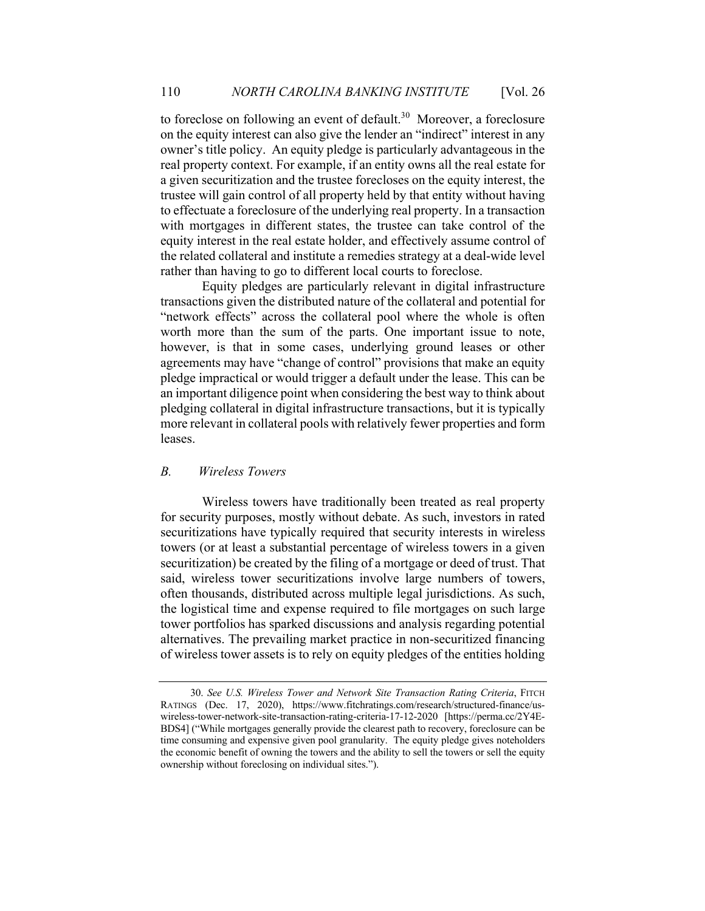to foreclose on following an event of default.[30] Moreover, a foreclosure on the equity interest can also give the lender an "indirect" interest in any owner's title policy. An equity pledge is particularly advantageous in the real property context. For example, if an entity owns all the real estate for a given securitization and the trustee forecloses on the equity interest, the trustee will gain control of all property held by that entity without having to effectuate a foreclosure of the underlying real property. In a transaction with mortgages in different states, the trustee can take control of the equity interest in the real estate holder, and effectively assume control of the related collateral and institute a remedies strategy at a deal-wide level rather than having to go to different local courts to foreclose.

Equity pledges are particularly relevant in digital infrastructure transactions given the distributed nature of the collateral and potential for "network effects" across the collateral pool where the whole is often worth more than the sum of the parts. One important issue to note, however, is that in some cases, underlying ground leases or other agreements may have "change of control" provisions that make an equity pledge impractical or would trigger a default under the lease. This can be an important diligence point when considering the best way to think about pledging collateral in digital infrastructure transactions, but it is typically more relevant in collateral pools with relatively fewer properties and form leases.

### *B. Wireless Towers*

Wireless towers have traditionally been treated as real property for security purposes, mostly without debate. As such, investors in rated securitizations have typically required that security interests in wireless towers (or at least a substantial percentage of wireless towers in a given securitization) be created by the filing of a mortgage or deed of trust. That said, wireless tower securitizations involve large numbers of towers, often thousands, distributed across multiple legal jurisdictions. As such, the logistical time and expense required to file mortgages on such large tower portfolios has sparked discussions and analysis regarding potential alternatives. The prevailing market practice in non-securitized financing of wireless tower assets is to rely on equity pledges of the entities holding

---

30. *See U.S. Wireless Tower and Network Site Transaction Rating Criteria*, FITCH RATINGS (Dec. 17, 2020), https://www.fitchratings.com/research/structured-finance/us-wireless-tower-network-site-transaction-rating-criteria-17-12-2020 [https://perma.cc/2Y4E-BDS4] ("While mortgages generally provide the clearest path to recovery, foreclosure can be time consuming and expensive given pool granularity. The equity pledge gives noteholders the economic benefit of owning the towers and the ability to sell the towers or sell the equity ownership without foreclosing on individual sites.").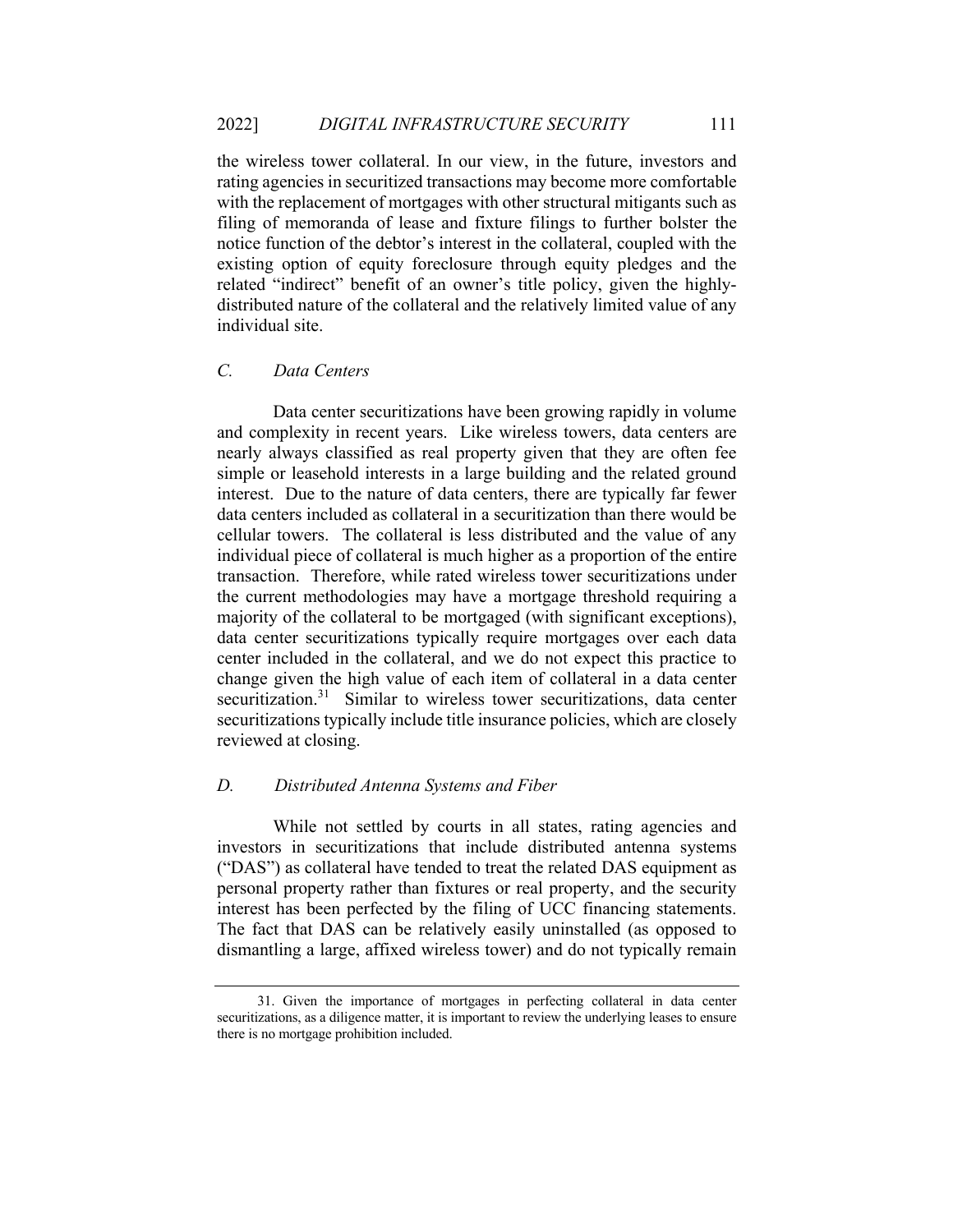the wireless tower collateral. In our view, in the future, investors and rating agencies in securitized transactions may become more comfortable with the replacement of mortgages with other structural mitigants such as filing of memoranda of lease and fixture filings to further bolster the notice function of the debtor's interest in the collateral, coupled with the existing option of equity foreclosure through equity pledges and the related "indirect" benefit of an owner's title policy, given the highly-distributed nature of the collateral and the relatively limited value of any individual site.

### *C. Data Centers*

Data center securitizations have been growing rapidly in volume and complexity in recent years. Like wireless towers, data centers are nearly always classified as real property given that they are often fee simple or leasehold interests in a large building and the related ground interest. Due to the nature of data centers, there are typically far fewer data centers included as collateral in a securitization than there would be cellular towers. The collateral is less distributed and the value of any individual piece of collateral is much higher as a proportion of the entire transaction. Therefore, while rated wireless tower securitizations under the current methodologies may have a mortgage threshold requiring a majority of the collateral to be mortgaged (with significant exceptions), data center securitizations typically require mortgages over each data center included in the collateral, and we do not expect this practice to change given the high value of each item of collateral in a data center securitization.[31] Similar to wireless tower securitizations, data center securitizations typically include title insurance policies, which are closely reviewed at closing.

### *D. Distributed Antenna Systems and Fiber*

While not settled by courts in all states, rating agencies and investors in securitizations that include distributed antenna systems ("DAS") as collateral have tended to treat the related DAS equipment as personal property rather than fixtures or real property, and the security interest has been perfected by the filing of UCC financing statements. The fact that DAS can be relatively easily uninstalled (as opposed to dismantling a large, affixed wireless tower) and do not typically remain

31. Given the importance of mortgages in perfecting collateral in data center securitizations, as a diligence matter, it is important to review the underlying leases to ensure there is no mortgage prohibition included.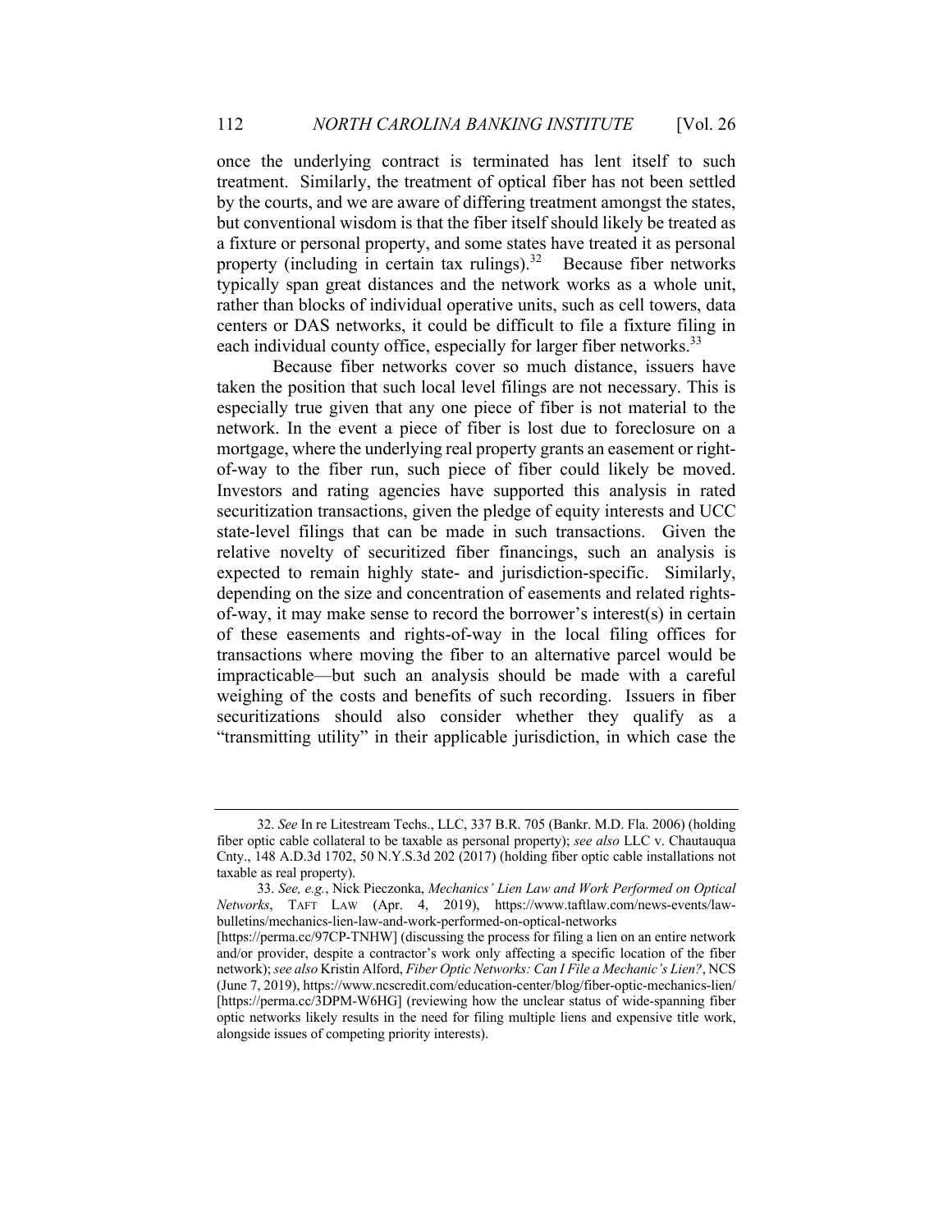once the underlying contract is terminated has lent itself to such treatment. Similarly, the treatment of optical fiber has not been settled by the courts, and we are aware of differing treatment amongst the states, but conventional wisdom is that the fiber itself should likely be treated as a fixture or personal property, and some states have treated it as personal property (including in certain tax rulings).[32] Because fiber networks typically span great distances and the network works as a whole unit, rather than blocks of individual operative units, such as cell towers, data centers or DAS networks, it could be difficult to file a fixture filing in each individual county office, especially for larger fiber networks.[33]

Because fiber networks cover so much distance, issuers have taken the position that such local level filings are not necessary. This is especially true given that any one piece of fiber is not material to the network. In the event a piece of fiber is lost due to foreclosure on a mortgage, where the underlying real property grants an easement or right-of-way to the fiber run, such piece of fiber could likely be moved. Investors and rating agencies have supported this analysis in rated securitization transactions, given the pledge of equity interests and UCC state-level filings that can be made in such transactions. Given the relative novelty of securitized fiber financings, such an analysis is expected to remain highly state- and jurisdiction-specific. Similarly, depending on the size and concentration of easements and related rights-of-way, it may make sense to record the borrower's interest(s) in certain of these easements and rights-of-way in the local filing offices for transactions where moving the fiber to an alternative parcel would be impracticable—but such an analysis should be made with a careful weighing of the costs and benefits of such recording. Issuers in fiber securitizations should also consider whether they qualify as a "transmitting utility" in their applicable jurisdiction, in which case the

---

32. *See* In re Litestream Techs., LLC, 337 B.R. 705 (Bankr. M.D. Fla. 2006) (holding fiber optic cable collateral to be taxable as personal property); *see also* LLC v. Chautauqua Cnty., 148 A.D.3d 1702, 50 N.Y.S.3d 202 (2017) (holding fiber optic cable installations not taxable as real property).

33. *See, e.g.*, Nick Pieczonka, *Mechanics' Lien Law and Work Performed on Optical Networks*, TAFT LAW (Apr. 4, 2019), https://www.taftlaw.com/news-events/law-bulletins/mechanics-lien-law-and-work-performed-on-optical-networks [https://perma.cc/97CP-TNHW] (discussing the process for filing a lien on an entire network and/or provider, despite a contractor's work only affecting a specific location of the fiber network); *see also* Kristin Alford, *Fiber Optic Networks: Can I File a Mechanic's Lien?*, NCS (June 7, 2019), https://www.ncscredit.com/education-center/blog/fiber-optic-mechanics-lien/ [https://perma.cc/3DPM-W6HG] (reviewing how the unclear status of wide-spanning fiber optic networks likely results in the need for filing multiple liens and expensive title work, alongside issues of competing priority interests).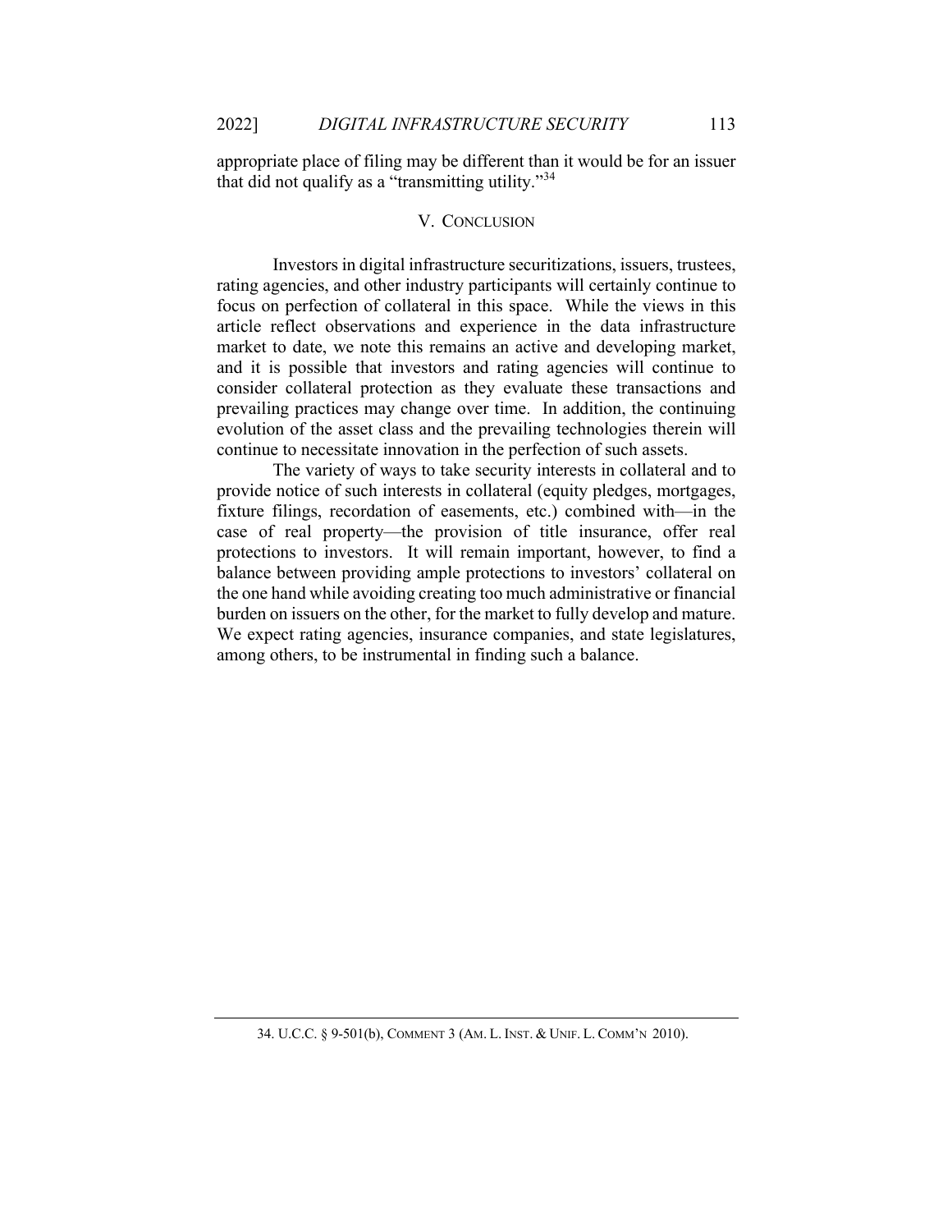appropriate place of filing may be different than it would be for an issuer that did not qualify as a "transmitting utility."[34]

## V. CONCLUSION

Investors in digital infrastructure securitizations, issuers, trustees, rating agencies, and other industry participants will certainly continue to focus on perfection of collateral in this space. While the views in this article reflect observations and experience in the data infrastructure market to date, we note this remains an active and developing market, and it is possible that investors and rating agencies will continue to consider collateral protection as they evaluate these transactions and prevailing practices may change over time. In addition, the continuing evolution of the asset class and the prevailing technologies therein will continue to necessitate innovation in the perfection of such assets.

The variety of ways to take security interests in collateral and to provide notice of such interests in collateral (equity pledges, mortgages, fixture filings, recordation of easements, etc.) combined with—in the case of real property—the provision of title insurance, offer real protections to investors. It will remain important, however, to find a balance between providing ample protections to investors' collateral on the one hand while avoiding creating too much administrative or financial burden on issuers on the other, for the market to fully develop and mature. We expect rating agencies, insurance companies, and state legislatures, among others, to be instrumental in finding such a balance.

---

34. U.C.C. § 9-501(b), COMMENT 3 (AM. L. INST. & UNIF. L. COMM'N 2010).